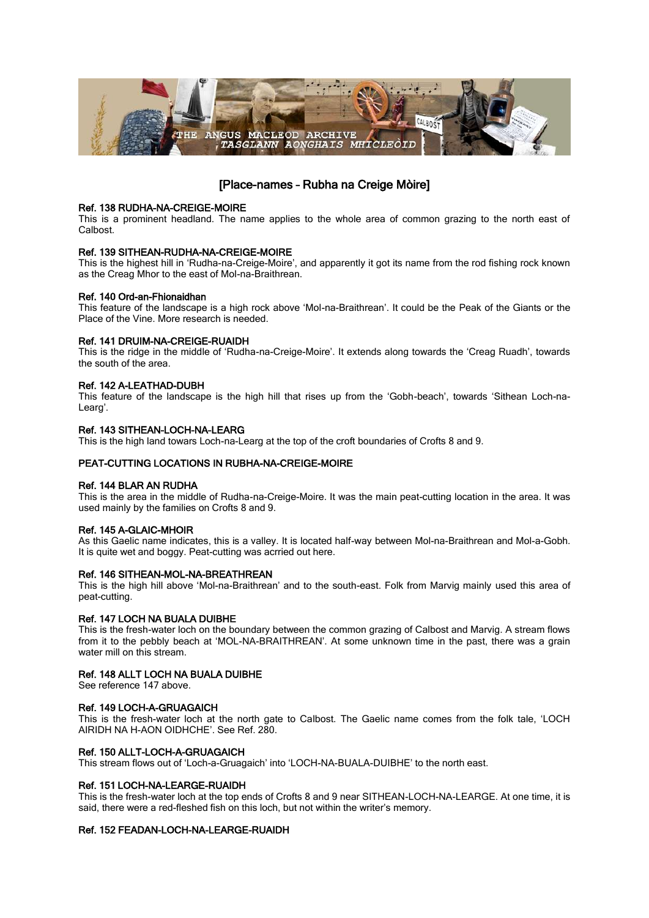# [Place-names – Rubha na Creige Mòire]

**Ref. 138 RUDHA-NA-CREIGE-MOIRE**
This is a prominent headland. The name applies to the whole area of common grazing to the north east of Calbost.

**Ref. 139 SITHEAN-RUDHA-NA-CREIGE-MOIRE**
This is the highest hill in 'Rudha-na-Creige-Moire', and apparently it got its name from the rod fishing rock known as the Creag Mhor to the east of Mol-na-Braithrean.

**Ref. 140 Ord-an-Fhionaidhan**
This feature of the landscape is a high rock above 'Mol-na-Braithrean'. It could be the Peak of the Giants or the Place of the Vine. More research is needed.

**Ref. 141 DRUIM-NA-CREIGE-RUAIDH**
This is the ridge in the middle of 'Rudha-na-Creige-Moire'. It extends along towards the 'Creag Ruadh', towards the south of the area.

**Ref. 142 A-LEATHAD-DUBH**
This feature of the landscape is the high hill that rises up from the 'Gobh-beach', towards 'Sithean Loch-na-Learg'.

**Ref. 143 SITHEAN-LOCH-NA-LEARG**
This is the high land towars Loch-na-Learg at the top of the croft boundaries of Crofts 8 and 9.

**PEAT-CUTTING LOCATIONS IN RUBHA-NA-CREIGE-MOIRE**

**Ref. 144 BLAR AN RUDHA**
This is the area in the middle of Rudha-na-Creige-Moire. It was the main peat-cutting location in the area. It was used mainly by the families on Crofts 8 and 9.

**Ref. 145 A-GLAIC-MHOIR**
As this Gaelic name indicates, this is a valley. It is located half-way between Mol-na-Braithrean and Mol-a-Gobh. It is quite wet and boggy. Peat-cutting was acrried out here.

**Ref. 146 SITHEAN-MOL-NA-BREATHREAN**
This is the high hill above 'Mol-na-Braithrean' and to the south-east. Folk from Marvig mainly used this area of peat-cutting.

**Ref. 147 LOCH NA BUALA DUIBHE**
This is the fresh-water loch on the boundary between the common grazing of Calbost and Marvig. A stream flows from it to the pebbly beach at 'MOL-NA-BRAITHREAN'. At some unknown time in the past, there was a grain water mill on this stream.

**Ref. 148 ALLT LOCH NA BUALA DUIBHE**
See reference 147 above.

**Ref. 149 LOCH-A-GRUAGAICH**
This is the fresh-water loch at the north gate to Calbost. The Gaelic name comes from the folk tale, 'LOCH AIRIDH NA H-AON OIDHCHE'. See Ref. 280.

**Ref. 150 ALLT-LOCH-A-GRUAGAICH**
This stream flows out of 'Loch-a-Gruagaich' into 'LOCH-NA-BUALA-DUIBHE' to the north east.

**Ref. 151 LOCH-NA-LEARGE-RUAIDH**
This is the fresh-water loch at the top ends of Crofts 8 and 9 near SITHEAN-LOCH-NA-LEARGE. At one time, it is said, there were a red-fleshed fish on this loch, but not within the writer's memory.

**Ref. 152 FEADAN-LOCH-NA-LEARGE-RUAIDH**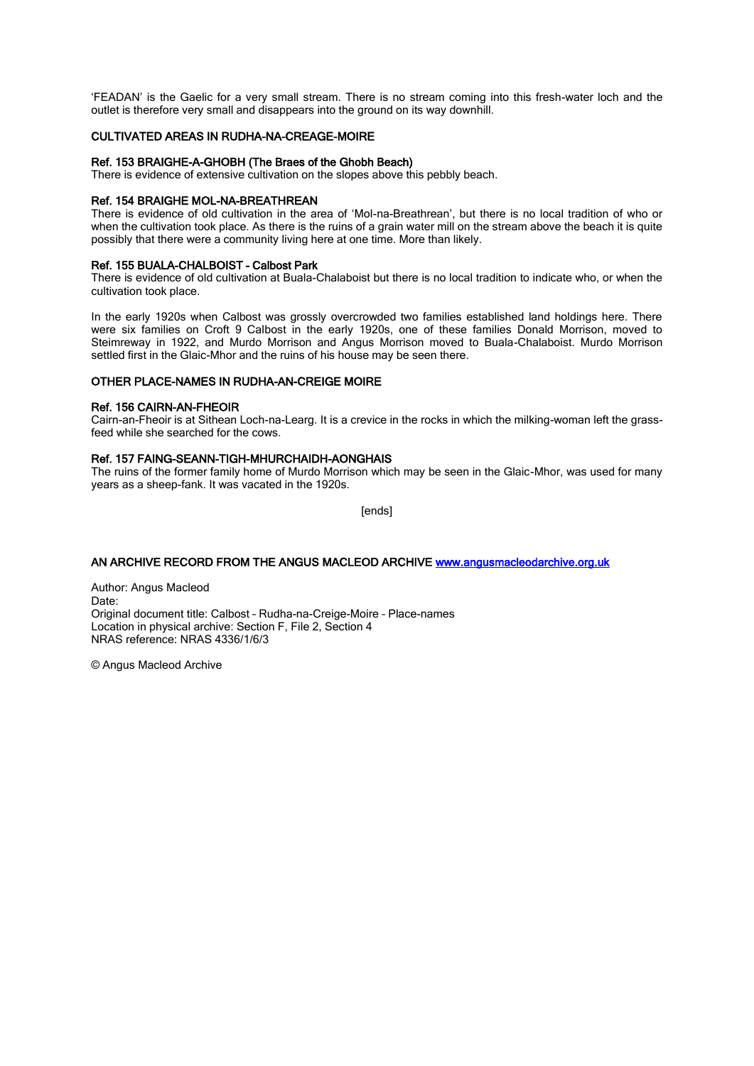'FEADAN' is the Gaelic for a very small stream. There is no stream coming into this fresh-water loch and the outlet is therefore very small and disappears into the ground on its way downhill.

## CULTIVATED AREAS IN RUDHA-NA-CREAGE-MOIRE

### Ref. 153 BRAIGHE-A-GHOBH (The Braes of the Ghobh Beach)

There is evidence of extensive cultivation on the slopes above this pebbly beach.

### Ref. 154 BRAIGHE MOL-NA-BREATHREAN

There is evidence of old cultivation in the area of 'Mol-na-Breathrean', but there is no local tradition of who or when the cultivation took place. As there is the ruins of a grain water mill on the stream above the beach it is quite possibly that there were a community living here at one time. More than likely.

### Ref. 155 BUALA-CHALBOIST – Calbost Park

There is evidence of old cultivation at Buala-Chalaboist but there is no local tradition to indicate who, or when the cultivation took place.

In the early 1920s when Calbost was grossly overcrowded two families established land holdings here. There were six families on Croft 9 Calbost in the early 1920s, one of these families Donald Morrison, moved to Steimreway in 1922, and Murdo Morrison and Angus Morrison moved to Buala-Chalaboist. Murdo Morrison settled first in the Glaic-Mhor and the ruins of his house may be seen there.

## OTHER PLACE-NAMES IN RUDHA-AN-CREIGE MOIRE

### Ref. 156 CAIRN-AN-FHEOIR

Cairn-an-Fheoir is at Sithean Loch-na-Learg. It is a crevice in the rocks in which the milking-woman left the grass-feed while she searched for the cows.

### Ref. 157 FAING-SEANN-TIGH-MHURCHAIDH-AONGHAIS

The ruins of the former family home of Murdo Morrison which may be seen in the Glaic-Mhor, was used for many years as a sheep-fank. It was vacated in the 1920s.

[ends]

**AN ARCHIVE RECORD FROM THE ANGUS MACLEOD ARCHIVE [www.angusmacleodarchive.org.uk](http://www.angusmacleodarchive.org.uk)**

Author: Angus Macleod
Date:
Original document title: Calbost – Rudha-na-Creige-Moire – Place-names
Location in physical archive: Section F, File 2, Section 4
NRAS reference: NRAS 4336/1/6/3

© Angus Macleod Archive